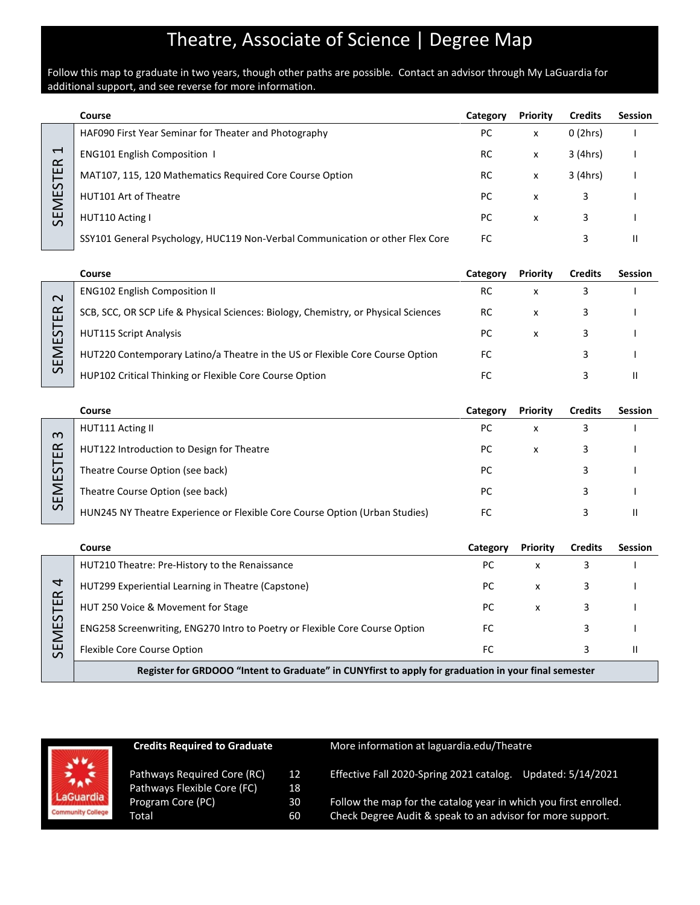# Theatre, Associate of Science | Degree Map

Follow this map to graduate in two years, though other paths are possible. Contact an advisor through My LaGuardia for additional support, and see reverse for more information.

## SEMESTER 1

| Course | Category | Priority | Credits | Session |
|---|---|---|---|---|
| HAF090 First Year Seminar for Theater and Photography | PC | x | 0 (2hrs) | I |
| ENG101 English Composition I | RC | x | 3 (4hrs) | I |
| MAT107, 115, 120 Mathematics Required Core Course Option | RC | x | 3 (4hrs) | I |
| HUT101 Art of Theatre | PC | x | 3 | I |
| HUT110 Acting I | PC | x | 3 | I |
| SSY101 General Psychology, HUC119 Non-Verbal Communication or other Flex Core | FC | | 3 | II |

## SEMESTER 2

| Course | Category | Priority | Credits | Session |
|---|---|---|---|---|
| ENG102 English Composition II | RC | x | 3 | I |
| SCB, SCC, OR SCP Life & Physical Sciences: Biology, Chemistry, or Physical Sciences | RC | x | 3 | I |
| HUT115 Script Analysis | PC | x | 3 | I |
| HUT220 Contemporary Latino/a Theatre in the US or Flexible Core Course Option | FC | | 3 | I |
| HUP102 Critical Thinking or Flexible Core Course Option | FC | | 3 | II |

## SEMESTER 3

| Course | Category | Priority | Credits | Session |
|---|---|---|---|---|
| HUT111 Acting II | PC | x | 3 | I |
| HUT122 Introduction to Design for Theatre | PC | x | 3 | I |
| Theatre Course Option (see back) | PC | | 3 | I |
| Theatre Course Option (see back) | PC | | 3 | I |
| HUN245 NY Theatre Experience or Flexible Core Course Option (Urban Studies) | FC | | 3 | II |

## SEMESTER 4

| Course | Category | Priority | Credits | Session |
|---|---|---|---|---|
| HUT210 Theatre: Pre-History to the Renaissance | PC | x | 3 | I |
| HUT299 Experiential Learning in Theatre (Capstone) | PC | x | 3 | I |
| HUT 250 Voice & Movement for Stage | PC | x | 3 | I |
| ENG258 Screenwriting, ENG270 Intro to Poetry or Flexible Core Course Option | FC | | 3 | I |
| Flexible Core Course Option | FC | | 3 | II |

**Register for GRDOOO "Intent to Graduate" in CUNYfirst to apply for graduation in your final semester**

**Credits Required to Graduate**

| | |
|---|---|
| Pathways Required Core (RC) | 12 |
| Pathways Flexible Core (FC) | 18 |
| Program Core (PC) | 30 |
| Total | 60 |

More information at laguardia.edu/Theatre

Effective Fall 2020-Spring 2021 catalog. Updated: 5/14/2021

Follow the map for the catalog year in which you first enrolled.
Check Degree Audit & speak to an advisor for more support.

LaGuardia Community College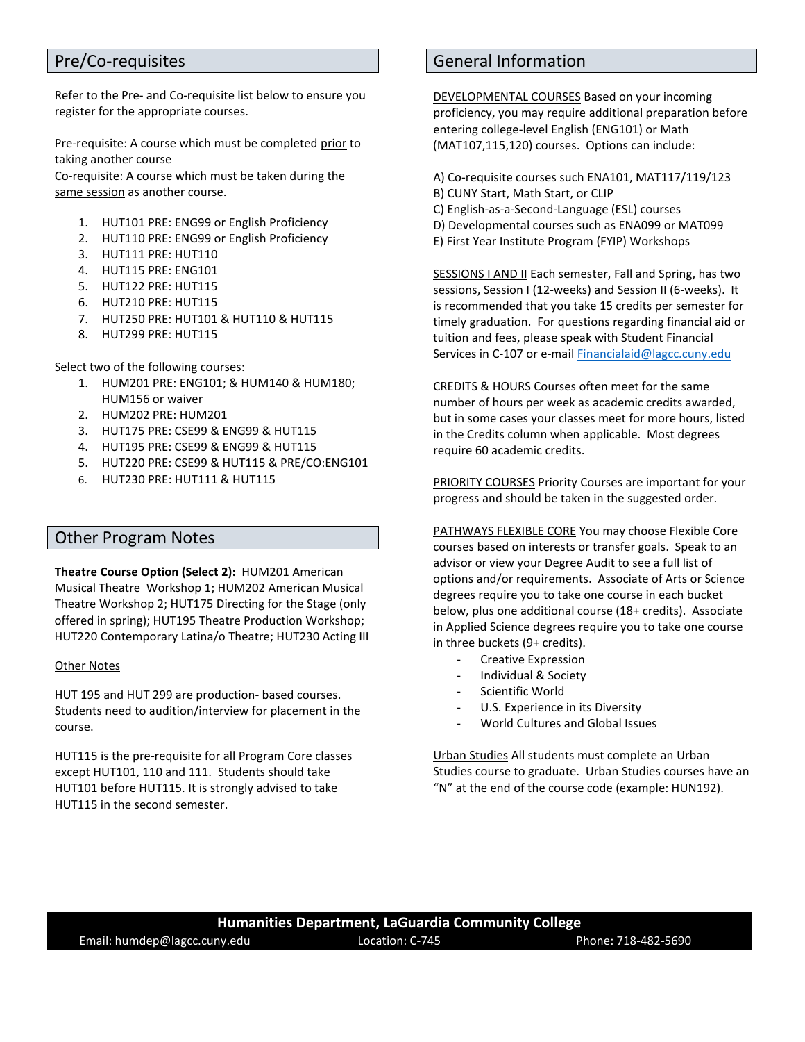## Pre/Co-requisites

Refer to the Pre- and Co-requisite list below to ensure you register for the appropriate courses.

Pre-requisite: A course which must be completed prior to taking another course
Co-requisite: A course which must be taken during the same session as another course.

1. HUT101 PRE: ENG99 or English Proficiency
2. HUT110 PRE: ENG99 or English Proficiency
3. HUT111 PRE: HUT110
4. HUT115 PRE: ENG101
5. HUT122 PRE: HUT115
6. HUT210 PRE: HUT115
7. HUT250 PRE: HUT101 & HUT110 & HUT115
8. HUT299 PRE: HUT115

Select two of the following courses:

1. HUM201 PRE: ENG101; & HUM140 & HUM180; HUM156 or waiver
2. HUM202 PRE: HUM201
3. HUT175 PRE: CSE99 & ENG99 & HUT115
4. HUT195 PRE: CSE99 & ENG99 & HUT115
5. HUT220 PRE: CSE99 & HUT115 & PRE/CO:ENG101
6. HUT230 PRE: HUT111 & HUT115

## Other Program Notes

**Theatre Course Option (Select 2):** HUM201 American Musical Theatre Workshop 1; HUM202 American Musical Theatre Workshop 2; HUT175 Directing for the Stage (only offered in spring); HUT195 Theatre Production Workshop; HUT220 Contemporary Latina/o Theatre; HUT230 Acting III

Other Notes

HUT 195 and HUT 299 are production- based courses. Students need to audition/interview for placement in the course.

HUT115 is the pre-requisite for all Program Core classes except HUT101, 110 and 111. Students should take HUT101 before HUT115. It is strongly advised to take HUT115 in the second semester.

## General Information

DEVELOPMENTAL COURSES Based on your incoming proficiency, you may require additional preparation before entering college-level English (ENG101) or Math (MAT107,115,120) courses. Options can include:

A) Co-requisite courses such ENA101, MAT117/119/123
B) CUNY Start, Math Start, or CLIP
C) English-as-a-Second-Language (ESL) courses
D) Developmental courses such as ENA099 or MAT099
E) First Year Institute Program (FYIP) Workshops

SESSIONS I AND II Each semester, Fall and Spring, has two sessions, Session I (12-weeks) and Session II (6-weeks). It is recommended that you take 15 credits per semester for timely graduation. For questions regarding financial aid or tuition and fees, please speak with Student Financial Services in C-107 or e-mail Financialaid@lagcc.cuny.edu

CREDITS & HOURS Courses often meet for the same number of hours per week as academic credits awarded, but in some cases your classes meet for more hours, listed in the Credits column when applicable. Most degrees require 60 academic credits.

PRIORITY COURSES Priority Courses are important for your progress and should be taken in the suggested order.

PATHWAYS FLEXIBLE CORE You may choose Flexible Core courses based on interests or transfer goals. Speak to an advisor or view your Degree Audit to see a full list of options and/or requirements. Associate of Arts or Science degrees require you to take one course in each bucket below, plus one additional course (18+ credits). Associate in Applied Science degrees require you to take one course in three buckets (9+ credits).

- Creative Expression
- Individual & Society
- Scientific World
- U.S. Experience in its Diversity
- World Cultures and Global Issues

Urban Studies All students must complete an Urban Studies course to graduate. Urban Studies courses have an "N" at the end of the course code (example: HUN192).

**Humanities Department, LaGuardia Community College**

Email: humdep@lagcc.cuny.edu    Location: C-745    Phone: 718-482-5690